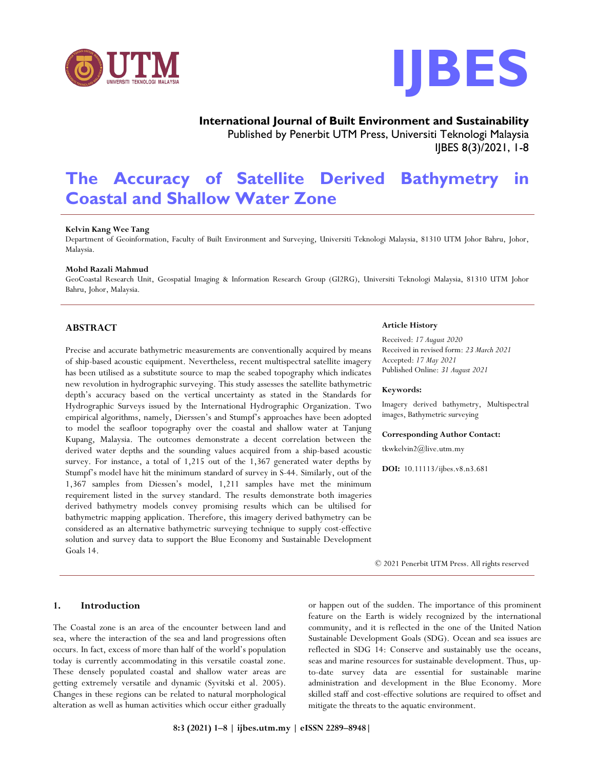**International Journal of Built Environment and Sustainability**
Published by Penerbit UTM Press, Universiti Teknologi Malaysia
IJBES 8(3)/2021, 1-8

# The Accuracy of Satellite Derived Bathymetry in Coastal and Shallow Water Zone

**Kelvin Kang Wee Tang**
Department of Geoinformation, Faculty of Built Environment and Surveying, Universiti Teknologi Malaysia, 81310 UTM Johor Bahru, Johor, Malaysia.

**Mohd Razali Mahmud**
GeoCoastal Research Unit, Geospatial Imaging & Information Research Group (GI2RG), Universiti Teknologi Malaysia, 81310 UTM Johor Bahru, Johor, Malaysia.

## ABSTRACT

Precise and accurate bathymetric measurements are conventionally acquired by means of ship-based acoustic equipment. Nevertheless, recent multispectral satellite imagery has been utilised as a substitute source to map the seabed topography which indicates new revolution in hydrographic surveying. This study assesses the satellite bathymetric depth's accuracy based on the vertical uncertainty as stated in the Standards for Hydrographic Surveys issued by the International Hydrographic Organization. Two empirical algorithms, namely, Dierssen's and Stumpf's approaches have been adopted to model the seafloor topography over the coastal and shallow water at Tanjung Kupang, Malaysia. The outcomes demonstrate a decent correlation between the derived water depths and the sounding values acquired from a ship-based acoustic survey. For instance, a total of 1,215 out of the 1,367 generated water depths by Stumpf's model have hit the minimum standard of survey in S-44. Similarly, out of the 1,367 samples from Diessen's model, 1,211 samples have met the minimum requirement listed in the survey standard. The results demonstrate both imageries derived bathymetry models convey promising results which can be ultilised for bathymetric mapping application. Therefore, this imagery derived bathymetry can be considered as an alternative bathymetric surveying technique to supply cost-effective solution and survey data to support the Blue Economy and Sustainable Development Goals 14.

**Article History**

Received: *17 August 2020*
Received in revised form: *23 March 2021*
Accepted: *17 May 2021*
Published Online: *31 August 2021*

**Keywords:**

Imagery derived bathymetry, Multispectral images, Bathymetric surveying

**Corresponding Author Contact:**

tkwkelvin2@live.utm.my

**DOI:** 10.11113/ijbes.v8.n3.681

© 2021 Penerbit UTM Press. All rights reserved

## 1. Introduction

The Coastal zone is an area of the encounter between land and sea, where the interaction of the sea and land progressions often occurs. In fact, excess of more than half of the world's population today is currently accommodating in this versatile coastal zone. These densely populated coastal and shallow water areas are getting extremely versatile and dynamic (Syvitski et al. 2005). Changes in these regions can be related to natural morphological alteration as well as human activities which occur either gradually or happen out of the sudden. The importance of this prominent feature on the Earth is widely recognized by the international community, and it is reflected in the one of the United Nation Sustainable Development Goals (SDG). Ocean and sea issues are reflected in SDG 14: Conserve and sustainably use the oceans, seas and marine resources for sustainable development. Thus, up-to-date survey data are essential for sustainable marine administration and development in the Blue Economy. More skilled staff and cost-effective solutions are required to offset and mitigate the threats to the aquatic environment.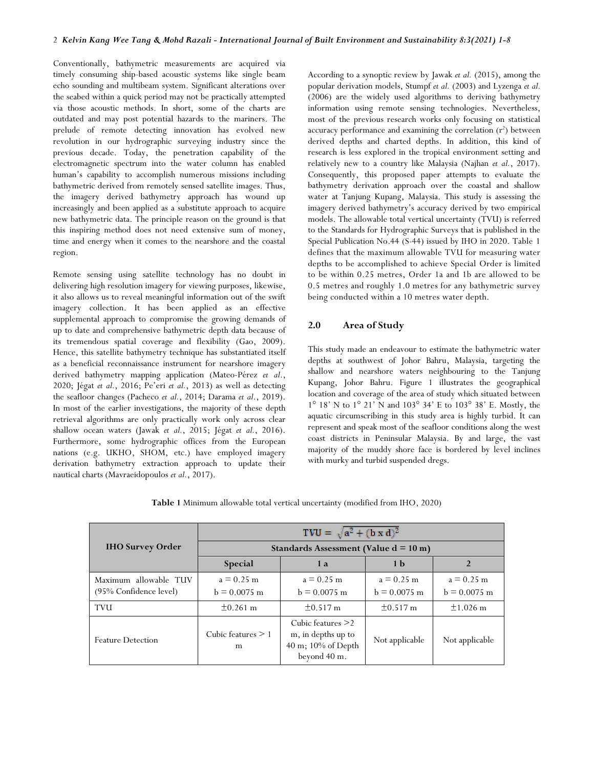Conventionally, bathymetric measurements are acquired via timely consuming ship-based acoustic systems like single beam echo sounding and multibeam system. Significant alterations over the seabed within a quick period may not be practically attempted via those acoustic methods. In short, some of the charts are outdated and may post potential hazards to the mariners. The prelude of remote detecting innovation has evolved new revolution in our hydrographic surveying industry since the previous decade. Today, the penetration capability of the electromagnetic spectrum into the water column has enabled human's capability to accomplish numerous missions including bathymetric derived from remotely sensed satellite images. Thus, the imagery derived bathymetry approach has wound up increasingly and been applied as a substitute approach to acquire new bathymetric data. The principle reason on the ground is that this inspiring method does not need extensive sum of money, time and energy when it comes to the nearshore and the coastal region.

Remote sensing using satellite technology has no doubt in delivering high resolution imagery for viewing purposes, likewise, it also allows us to reveal meaningful information out of the swift imagery collection. It has been applied as an effective supplemental approach to compromise the growing demands of up to date and comprehensive bathymetric depth data because of its tremendous spatial coverage and flexibility (Gao, 2009). Hence, this satellite bathymetry technique has substantiated itself as a beneficial reconnaissance instrument for nearshore imagery derived bathymetry mapping application (Mateo-Pérez *et al.*, 2020; Jégat *et al.*, 2016; Pe'eri *et al.*, 2013) as well as detecting the seafloor changes (Pacheco *et al.*, 2014; Darama *et al.*, 2019). In most of the earlier investigations, the majority of these depth retrieval algorithms are only practically work only across clear shallow ocean waters (Jawak *et al.*, 2015; Jégat *et al.*, 2016). Furthermore, some hydrographic offices from the European nations (e.g. UKHO, SHOM, etc.) have employed imagery derivation bathymetry extraction approach to update their nautical charts (Mavraeidopoulos *et al.*, 2017).

According to a synoptic review by Jawak *et al.* (2015), among the popular derivation models, Stumpf *et al.* (2003) and Lyzenga *et al.* (2006) are the widely used algorithms to deriving bathymetry information using remote sensing technologies. Nevertheless, most of the previous research works only focusing on statistical accuracy performance and examining the correlation ($r^2$) between derived depths and charted depths. In addition, this kind of research is less explored in the tropical environment setting and relatively new to a country like Malaysia (Najhan *et al.*, 2017). Consequently, this proposed paper attempts to evaluate the bathymetry derivation approach over the coastal and shallow water at Tanjung Kupang, Malaysia. This study is assessing the imagery derived bathymetry's accuracy derived by two empirical models. The allowable total vertical uncertainty (TVU) is referred to the Standards for Hydrographic Surveys that is published in the Special Publication No.44 (S-44) issued by IHO in 2020. Table 1 defines that the maximum allowable TVU for measuring water depths to be accomplished to achieve Special Order is limited to be within 0.25 metres, Order 1a and 1b are allowed to be 0.5 metres and roughly 1.0 metres for any bathymetric survey being conducted within a 10 metres water depth.

## 2.0 Area of Study

This study made an endeavour to estimate the bathymetric water depths at southwest of Johor Bahru, Malaysia, targeting the shallow and nearshore waters neighbouring to the Tanjung Kupang, Johor Bahru. Figure 1 illustrates the geographical location and coverage of the area of study which situated between 1° 18' N to 1° 21' N and 103° 34' E to 103° 38' E. Mostly, the aquatic circumscribing in this study area is highly turbid. It can represent and speak most of the seafloor conditions along the west coast districts in Peninsular Malaysia. By and large, the vast majority of the muddy shore face is bordered by level inclines with murky and turbid suspended dregs.

**Table 1** Minimum allowable total vertical uncertainty (modified from IHO, 2020)

| IHO Survey Order | $TVU = \sqrt{a^2 + (b \times d)^2}$ | | | |
|---|---|---|---|---|
| | Standards Assessment (Value d = 10 m) | | | |
| | **Special** | **1 a** | **1 b** | **2** |
| Maximum allowable TUV (95% Confidence level) | a = 0.25 m<br>b = 0.0075 m | a = 0.25 m<br>b = 0.0075 m | a = 0.25 m<br>b = 0.0075 m | a = 0.25 m<br>b = 0.0075 m |
| TVU | ±0.261 m | ±0.517 m | ±0.517 m | ±1.026 m |
| Feature Detection | Cubic features > 1 m | Cubic features >2 m, in depths up to 40 m; 10% of Depth beyond 40 m. | Not applicable | Not applicable |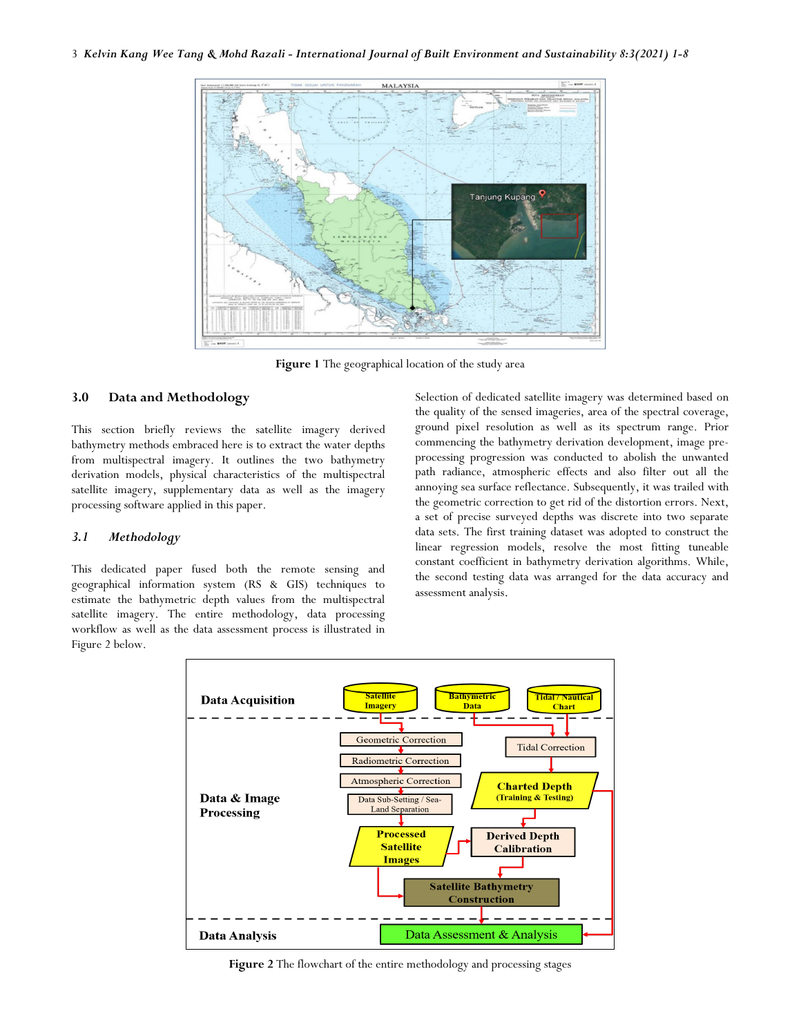Figure 1 The geographical location of the study area

## 3.0 Data and Methodology

This section briefly reviews the satellite imagery derived bathymetry methods embraced here is to extract the water depths from multispectral imagery. It outlines the two bathymetry derivation models, physical characteristics of the multispectral satellite imagery, supplementary data as well as the imagery processing software applied in this paper.

### *3.1 Methodology*

This dedicated paper fused both the remote sensing and geographical information system (RS & GIS) techniques to estimate the bathymetric depth values from the multispectral satellite imagery. The entire methodology, data processing workflow as well as the data assessment process is illustrated in Figure 2 below.

Selection of dedicated satellite imagery was determined based on the quality of the sensed imageries, area of the spectral coverage, ground pixel resolution as well as its spectrum range. Prior commencing the bathymetry derivation development, image pre-processing progression was conducted to abolish the unwanted path radiance, atmospheric effects and also filter out all the annoying sea surface reflectance. Subsequently, it was trailed with the geometric correction to get rid of the distortion errors. Next, a set of precise surveyed depths was discrete into two separate data sets. The first training dataset was adopted to construct the linear regression models, resolve the most fitting tuneable constant coefficient in bathymetry derivation algorithms. While, the second testing data was arranged for the data accuracy and assessment analysis.

Figure 2 The flowchart of the entire methodology and processing stages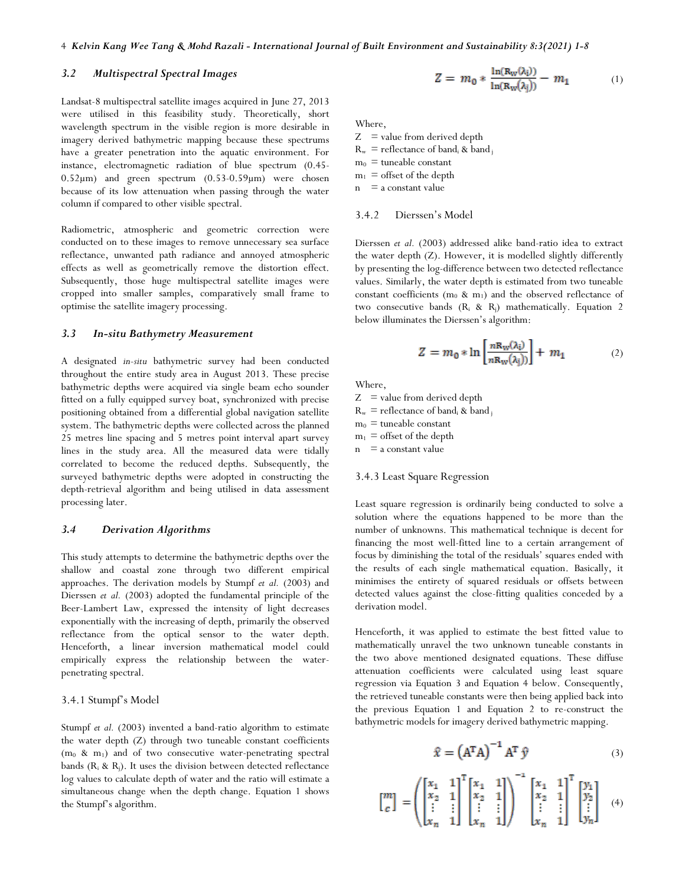### 3.2 Multispectral Spectral Images

Landsat-8 multispectral satellite images acquired in June 27, 2013 were utilised in this feasibility study. Theoretically, short wavelength spectrum in the visible region is more desirable in imagery derived bathymetric mapping because these spectrums have a greater penetration into the aquatic environment. For instance, electromagnetic radiation of blue spectrum (0.45-0.52μm) and green spectrum (0.53-0.59μm) were chosen because of its low attenuation when passing through the water column if compared to other visible spectral.

Radiometric, atmospheric and geometric correction were conducted on to these images to remove unnecessary sea surface reflectance, unwanted path radiance and annoyed atmospheric effects as well as geometrically remove the distortion effect. Subsequently, those huge multispectral satellite images were cropped into smaller samples, comparatively small frame to optimise the satellite imagery processing.

### 3.3 In-situ Bathymetry Measurement

A designated *in-situ* bathymetric survey had been conducted throughout the entire study area in August 2013. These precise bathymetric depths were acquired via single beam echo sounder fitted on a fully equipped survey boat, synchronized with precise positioning obtained from a differential global navigation satellite system. The bathymetric depths were collected across the planned 25 metres line spacing and 5 metres point interval apart survey lines in the study area. All the measured data were tidally correlated to become the reduced depths. Subsequently, the surveyed bathymetric depths were adopted in constructing the depth-retrieval algorithm and being utilised in data assessment processing later.

### 3.4 Derivation Algorithms

This study attempts to determine the bathymetric depths over the shallow and coastal zone through two different empirical approaches. The derivation models by Stumpf *et al.* (2003) and Dierssen *et al.* (2003) adopted the fundamental principle of the Beer-Lambert Law, expressed the intensity of light decreases exponentially with the increasing of depth, primarily the observed reflectance from the optical sensor to the water depth. Henceforth, a linear inversion mathematical model could empirically express the relationship between the water-penetrating spectral.

#### 3.4.1 Stumpf's Model

Stumpf *et al.* (2003) invented a band-ratio algorithm to estimate the water depth (Z) through two tuneable constant coefficients ($m_0$ & $m_1$) and of two consecutive water-penetrating spectral bands ($R_i$ & $R_j$). It uses the division between detected reflectance log values to calculate depth of water and the ratio will estimate a simultaneous change when the depth change. Equation 1 shows the Stumpf's algorithm.

$$Z = m_0 * \frac{\ln(R_w(\lambda_i))}{\ln(R_w(\lambda_j))} - m_1 \tag{1}$$

Where,
Z = value from derived depth
$R_w$ = reflectance of band$_i$ & band$_j$
$m_0$ = tuneable constant
$m_1$ = offset of the depth
n = a constant value

#### 3.4.2 Dierssen's Model

Dierssen *et al.* (2003) addressed alike band-ratio idea to extract the water depth (Z). However, it is modelled slightly differently by presenting the log-difference between two detected reflectance values. Similarly, the water depth is estimated from two tuneable constant coefficients ($m_0$ & $m_1$) and the observed reflectance of two consecutive bands ($R_i$ & $R_j$) mathematically. Equation 2 below illuminates the Dierssen's algorithm:

$$Z = m_0 * \ln\left[\frac{nR_w(\lambda_i)}{nR_w(\lambda_j))}\right] + m_1 \tag{2}$$

Where,
Z = value from derived depth
$R_w$ = reflectance of band$_i$ & band$_j$
$m_0$ = tuneable constant
$m_1$ = offset of the depth
n = a constant value

#### 3.4.3 Least Square Regression

Least square regression is ordinarily being conducted to solve a solution where the equations happened to be more than the number of unknowns. This mathematical technique is decent for financing the most well-fitted line to a certain arrangement of focus by diminishing the total of the residuals' squares ended with the results of each single mathematical equation. Basically, it minimises the entirety of squared residuals or offsets between detected values against the close-fitting qualities conceded by a derivation model.

Henceforth, it was applied to estimate the best fitted value to mathematically unravel the two unknown tuneable constants in the two above mentioned designated equations. These diffuse attenuation coefficients were calculated using least square regression via Equation 3 and Equation 4 below. Consequently, the retrieved tuneable constants were then being applied back into the previous Equation 1 and Equation 2 to re-construct the bathymetric models for imagery derived bathymetric mapping.

$$\hat{x} = \left(A^T A\right)^{-1} A^T \hat{y} \tag{3}$$

$$\begin{bmatrix} m \\ c \end{bmatrix} = \left( \begin{bmatrix} x_1 & 1 \\ x_2 & 1 \\ \vdots & \vdots \\ x_n & 1 \end{bmatrix}^T \begin{bmatrix} x_1 & 1 \\ x_2 & 1 \\ \vdots & \vdots \\ x_n & 1 \end{bmatrix} \right)^{-1} \begin{bmatrix} x_1 & 1 \\ x_2 & 1 \\ \vdots & \vdots \\ x_n & 1 \end{bmatrix}^T \begin{bmatrix} y_1 \\ y_2 \\ \vdots \\ y_n \end{bmatrix} \tag{4}$$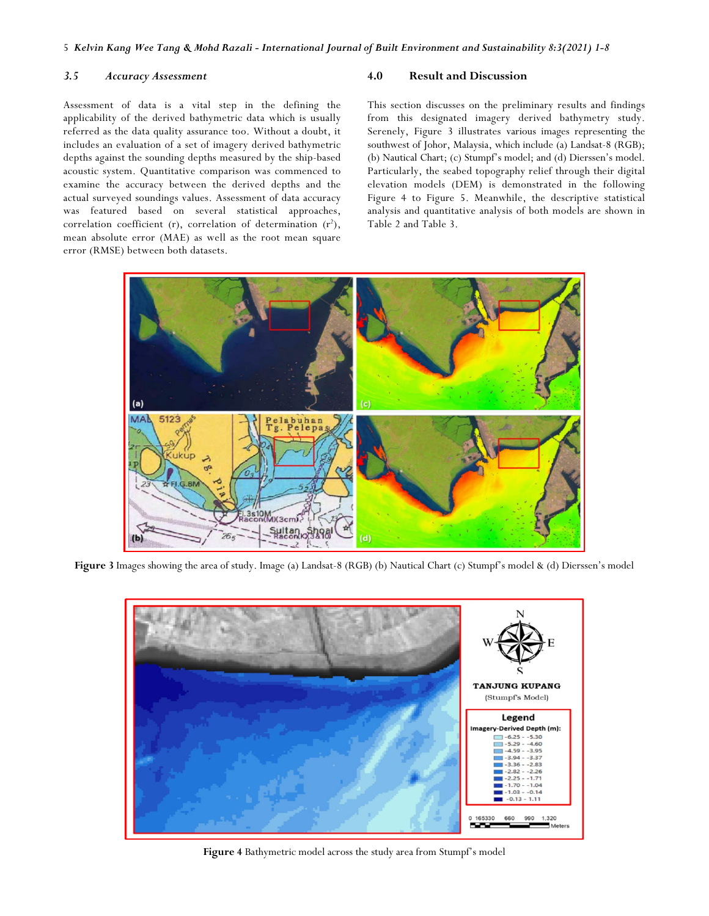### 3.5 Accuracy Assessment

Assessment of data is a vital step in the defining the applicability of the derived bathymetric data which is usually referred as the data quality assurance too. Without a doubt, it includes an evaluation of a set of imagery derived bathymetric depths against the sounding depths measured by the ship-based acoustic system. Quantitative comparison was commenced to examine the accuracy between the derived depths and the actual surveyed soundings values. Assessment of data accuracy was featured based on several statistical approaches, correlation coefficient (r), correlation of determination ($r^2$), mean absolute error (MAE) as well as the root mean square error (RMSE) between both datasets.

## 4.0 Result and Discussion

This section discusses on the preliminary results and findings from this designated imagery derived bathymetry study. Serenely, Figure 3 illustrates various images representing the southwest of Johor, Malaysia, which include (a) Landsat-8 (RGB); (b) Nautical Chart; (c) Stumpf's model; and (d) Dierssen's model. Particularly, the seabed topography relief through their digital elevation models (DEM) is demonstrated in the following Figure 4 to Figure 5. Meanwhile, the descriptive statistical analysis and quantitative analysis of both models are shown in Table 2 and Table 3.

**Figure 3** Images showing the area of study. Image (a) Landsat-8 (RGB) (b) Nautical Chart (c) Stumpf's model & (d) Dierssen's model

**Figure 4** Bathymetric model across the study area from Stumpf's model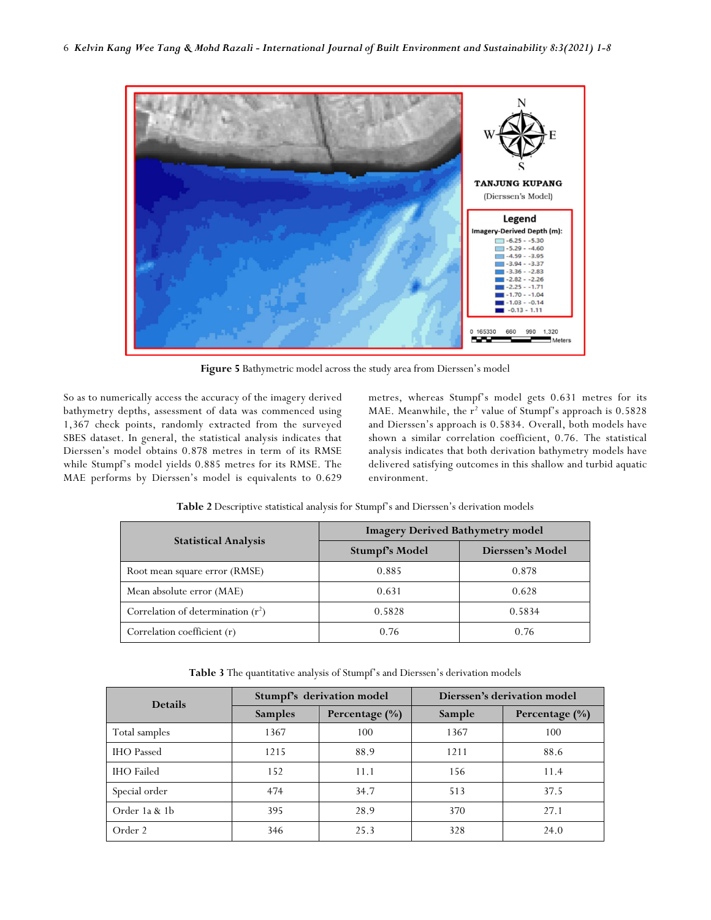**Figure 5** Bathymetric model across the study area from Dierssen's model

So as to numerically access the accuracy of the imagery derived bathymetry depths, assessment of data was commenced using 1,367 check points, randomly extracted from the surveyed SBES dataset. In general, the statistical analysis indicates that Dierssen's model obtains 0.878 metres in term of its RMSE while Stumpf's model yields 0.885 metres for its RMSE. The MAE performs by Dierssen's model is equivalents to 0.629 metres, whereas Stumpf's model gets 0.631 metres for its MAE. Meanwhile, the $r^2$ value of Stumpf's approach is 0.5828 and Dierssen's approach is 0.5834. Overall, both models have shown a similar correlation coefficient, 0.76. The statistical analysis indicates that both derivation bathymetry models have delivered satisfying outcomes in this shallow and turbid aquatic environment.

**Table 2** Descriptive statistical analysis for Stumpf's and Dierssen's derivation models

| Statistical Analysis | Imagery Derived Bathymetry model | |
|---|---|---|
| | Stumpf's Model | Dierssen's Model |
| Root mean square error (RMSE) | 0.885 | 0.878 |
| Mean absolute error (MAE) | 0.631 | 0.628 |
| Correlation of determination ($r^2$) | 0.5828 | 0.5834 |
| Correlation coefficient (r) | 0.76 | 0.76 |

**Table 3** The quantitative analysis of Stumpf's and Dierssen's derivation models

| Details | Stumpf's derivation model | | Dierssen's derivation model | |
|---|---|---|---|---|
| | Samples | Percentage (%) | Sample | Percentage (%) |
| Total samples | 1367 | 100 | 1367 | 100 |
| IHO Passed | 1215 | 88.9 | 1211 | 88.6 |
| IHO Failed | 152 | 11.1 | 156 | 11.4 |
| Special order | 474 | 34.7 | 513 | 37.5 |
| Order 1a & 1b | 395 | 28.9 | 370 | 27.1 |
| Order 2 | 346 | 25.3 | 328 | 24.0 |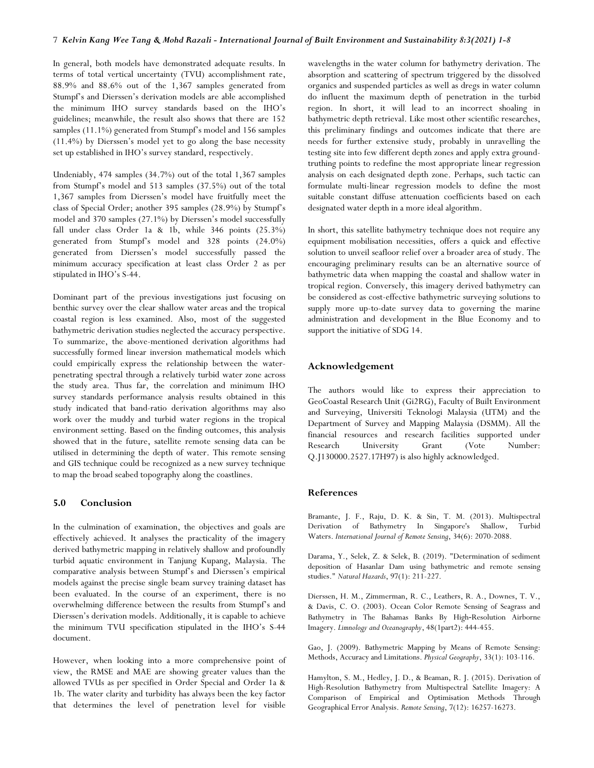In general, both models have demonstrated adequate results. In terms of total vertical uncertainty (TVU) accomplishment rate, 88.9% and 88.6% out of the 1,367 samples generated from Stumpf's and Dierssen's derivation models are able accomplished the minimum IHO survey standards based on the IHO's guidelines; meanwhile, the result also shows that there are 152 samples (11.1%) generated from Stumpf's model and 156 samples (11.4%) by Dierssen's model yet to go along the base necessity set up established in IHO's survey standard, respectively.

Undeniably, 474 samples (34.7%) out of the total 1,367 samples from Stumpf's model and 513 samples (37.5%) out of the total 1,367 samples from Dierssen's model have fruitfully meet the class of Special Order; another 395 samples (28.9%) by Stumpf's model and 370 samples (27.1%) by Dierssen's model successfully fall under class Order 1a & 1b, while 346 points (25.3%) generated from Stumpf's model and 328 points (24.0%) generated from Dierssen's model successfully passed the minimum accuracy specification at least class Order 2 as per stipulated in IHO's S-44.

Dominant part of the previous investigations just focusing on benthic survey over the clear shallow water areas and the tropical coastal region is less examined. Also, most of the suggested bathymetric derivation studies neglected the accuracy perspective. To summarize, the above-mentioned derivation algorithms had successfully formed linear inversion mathematical models which could empirically express the relationship between the water-penetrating spectral through a relatively turbid water zone across the study area. Thus far, the correlation and minimum IHO survey standards performance analysis results obtained in this study indicated that band-ratio derivation algorithms may also work over the muddy and turbid water regions in the tropical environment setting. Based on the finding outcomes, this analysis showed that in the future, satellite remote sensing data can be utilised in determining the depth of water. This remote sensing and GIS technique could be recognized as a new survey technique to map the broad seabed topography along the coastlines.

## 5.0 Conclusion

In the culmination of examination, the objectives and goals are effectively achieved. It analyses the practicality of the imagery derived bathymetric mapping in relatively shallow and profoundly turbid aquatic environment in Tanjung Kupang, Malaysia. The comparative analysis between Stumpf's and Dierssen's empirical models against the precise single beam survey training dataset has been evaluated. In the course of an experiment, there is no overwhelming difference between the results from Stumpf's and Dierssen's derivation models. Additionally, it is capable to achieve the minimum TVU specification stipulated in the IHO's S-44 document.

However, when looking into a more comprehensive point of view, the RMSE and MAE are showing greater values than the allowed TVUs as per specified in Order Special and Order 1a & 1b. The water clarity and turbidity has always been the key factor that determines the level of penetration level for visible wavelengths in the water column for bathymetry derivation. The absorption and scattering of spectrum triggered by the dissolved organics and suspended particles as well as dregs in water column do influent the maximum depth of penetration in the turbid region. In short, it will lead to an incorrect shoaling in bathymetric depth retrieval. Like most other scientific researches, this preliminary findings and outcomes indicate that there are needs for further extensive study, probably in unravelling the testing site into few different depth zones and apply extra ground-truthing points to redefine the most appropriate linear regression analysis on each designated depth zone. Perhaps, such tactic can formulate multi-linear regression models to define the most suitable constant diffuse attenuation coefficients based on each designated water depth in a more ideal algorithm.

In short, this satellite bathymetry technique does not require any equipment mobilisation necessities, offers a quick and effective solution to unveil seafloor relief over a broader area of study. The encouraging preliminary results can be an alternative source of bathymetric data when mapping the coastal and shallow water in tropical region. Conversely, this imagery derived bathymetry can be considered as cost-effective bathymetric surveying solutions to supply more up-to-date survey data to governing the marine administration and development in the Blue Economy and to support the initiative of SDG 14.

## Acknowledgement

The authors would like to express their appreciation to GeoCoastal Research Unit (Gi2RG), Faculty of Built Environment and Surveying, Universiti Teknologi Malaysia (UTM) and the Department of Survey and Mapping Malaysia (DSMM). All the financial resources and research facilities supported under Research University Grant (Vote Number: Q.J130000.2527.17H97) is also highly acknowledged.

## References

Bramante, J. F., Raju, D. K. & Sin, T. M. (2013). Multispectral Derivation of Bathymetry In Singapore's Shallow, Turbid Waters. *International Journal of Remote Sensing*, 34(6): 2070-2088.

Darama, Y., Selek, Z. & Selek, B. (2019). "Determination of sediment deposition of Hasanlar Dam using bathymetric and remote sensing studies." *Natural Hazards*, 97(1): 211-227.

Dierssen, H. M., Zimmerman, R. C., Leathers, R. A., Downes, T. V., & Davis, C. O. (2003). Ocean Color Remote Sensing of Seagrass and Bathymetry in The Bahamas Banks By High-Resolution Airborne Imagery. *Limnology and Oceanography*, 48(1part2): 444-455.

Gao, J. (2009). Bathymetric Mapping by Means of Remote Sensing: Methods, Accuracy and Limitations. *Physical Geography*, 33(1): 103-116.

Hamylton, S. M., Hedley, J. D., & Beaman, R. J. (2015). Derivation of High-Resolution Bathymetry from Multispectral Satellite Imagery: A Comparison of Empirical and Optimisation Methods Through Geographical Error Analysis. *Remote Sensing*, 7(12): 16257-16273.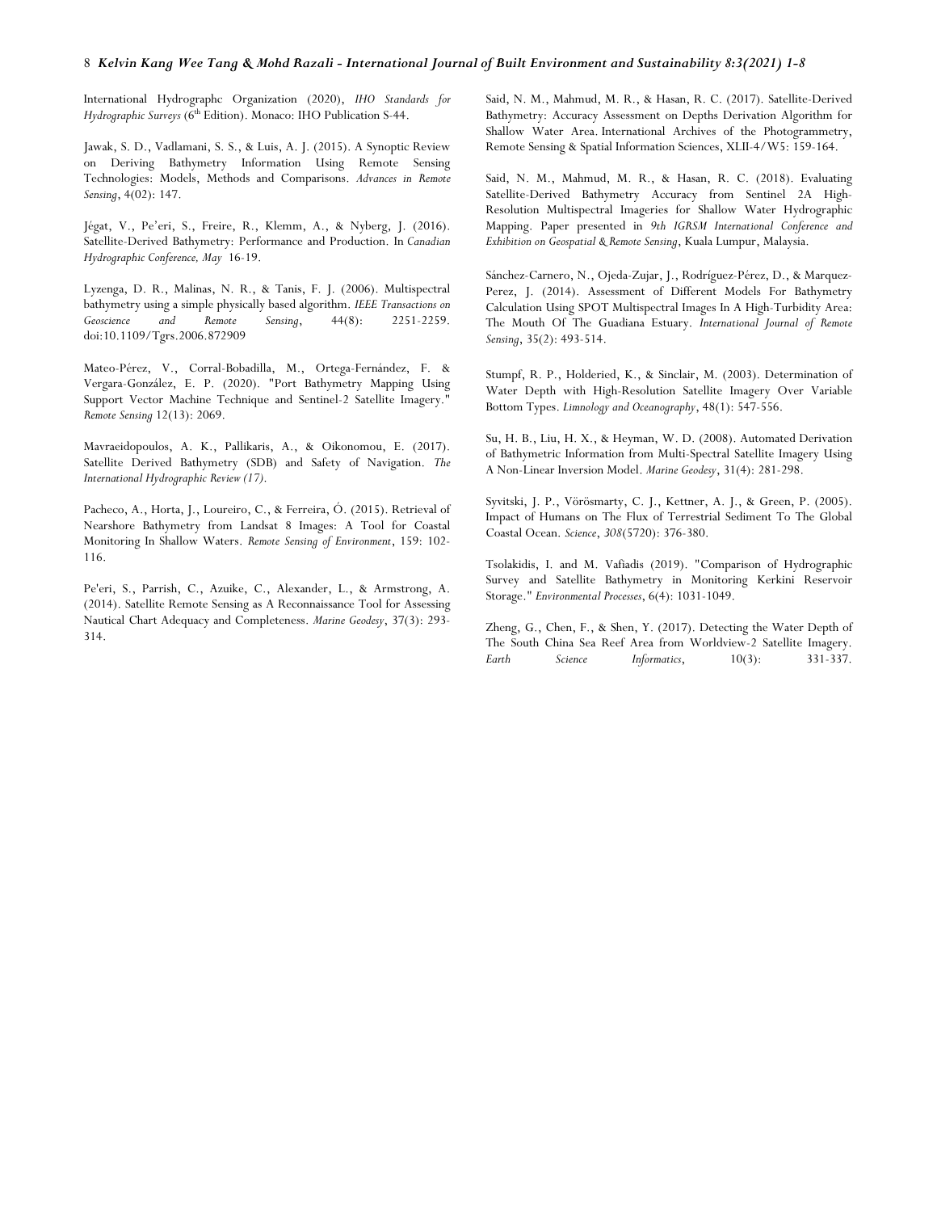International Hydrographc Organization (2020), *IHO Standards for Hydrographic Surveys* (6th Edition). Monaco: IHO Publication S-44.

Jawak, S. D., Vadlamani, S. S., & Luis, A. J. (2015). A Synoptic Review on Deriving Bathymetry Information Using Remote Sensing Technologies: Models, Methods and Comparisons. *Advances in Remote Sensing*, 4(02): 147.

Jégat, V., Pe'eri, S., Freire, R., Klemm, A., & Nyberg, J. (2016). Satellite-Derived Bathymetry: Performance and Production. In *Canadian Hydrographic Conference, May* 16-19.

Lyzenga, D. R., Malinas, N. R., & Tanis, F. J. (2006). Multispectral bathymetry using a simple physically based algorithm. *IEEE Transactions on Geoscience and Remote Sensing*, 44(8): 2251-2259. doi:10.1109/Tgrs.2006.872909

Mateo-Pérez, V., Corral-Bobadilla, M., Ortega-Fernández, F. & Vergara-González, E. P. (2020). "Port Bathymetry Mapping Using Support Vector Machine Technique and Sentinel-2 Satellite Imagery." *Remote Sensing* 12(13): 2069.

Mavraeidopoulos, A. K., Pallikaris, A., & Oikonomou, E. (2017). Satellite Derived Bathymetry (SDB) and Safety of Navigation. *The International Hydrographic Review (17).*

Pacheco, A., Horta, J., Loureiro, C., & Ferreira, Ó. (2015). Retrieval of Nearshore Bathymetry from Landsat 8 Images: A Tool for Coastal Monitoring In Shallow Waters. *Remote Sensing of Environment*, 159: 102-116.

Pe'eri, S., Parrish, C., Azuike, C., Alexander, L., & Armstrong, A. (2014). Satellite Remote Sensing as A Reconnaissance Tool for Assessing Nautical Chart Adequacy and Completeness. *Marine Geodesy*, 37(3): 293-314.

Said, N. M., Mahmud, M. R., & Hasan, R. C. (2017). Satellite-Derived Bathymetry: Accuracy Assessment on Depths Derivation Algorithm for Shallow Water Area. International Archives of the Photogrammetry, Remote Sensing & Spatial Information Sciences, XLII-4/W5: 159-164.

Said, N. M., Mahmud, M. R., & Hasan, R. C. (2018). Evaluating Satellite-Derived Bathymetry Accuracy from Sentinel 2A High-Resolution Multispectral Imageries for Shallow Water Hydrographic Mapping. Paper presented in *9th IGRSM International Conference and Exhibition on Geospatial & Remote Sensing*, Kuala Lumpur, Malaysia.

Sánchez-Carnero, N., Ojeda-Zujar, J., Rodríguez-Pérez, D., & Marquez-Perez, J. (2014). Assessment of Different Models For Bathymetry Calculation Using SPOT Multispectral Images In A High-Turbidity Area: The Mouth Of The Guadiana Estuary. *International Journal of Remote Sensing*, 35(2): 493-514.

Stumpf, R. P., Holderied, K., & Sinclair, M. (2003). Determination of Water Depth with High-Resolution Satellite Imagery Over Variable Bottom Types. *Limnology and Oceanography*, 48(1): 547-556.

Su, H. B., Liu, H. X., & Heyman, W. D. (2008). Automated Derivation of Bathymetric Information from Multi-Spectral Satellite Imagery Using A Non-Linear Inversion Model. *Marine Geodesy*, 31(4): 281-298.

Syvitski, J. P., Vörösmarty, C. J., Kettner, A. J., & Green, P. (2005). Impact of Humans on The Flux of Terrestrial Sediment To The Global Coastal Ocean. *Science*, *308*(5720): 376-380.

Tsolakidis, I. and M. Vafiadis (2019). "Comparison of Hydrographic Survey and Satellite Bathymetry in Monitoring Kerkini Reservoir Storage." *Environmental Processes*, 6(4): 1031-1049.

Zheng, G., Chen, F., & Shen, Y. (2017). Detecting the Water Depth of The South China Sea Reef Area from Worldview-2 Satellite Imagery. *Earth Science Informatics*, 10(3): 331-337.